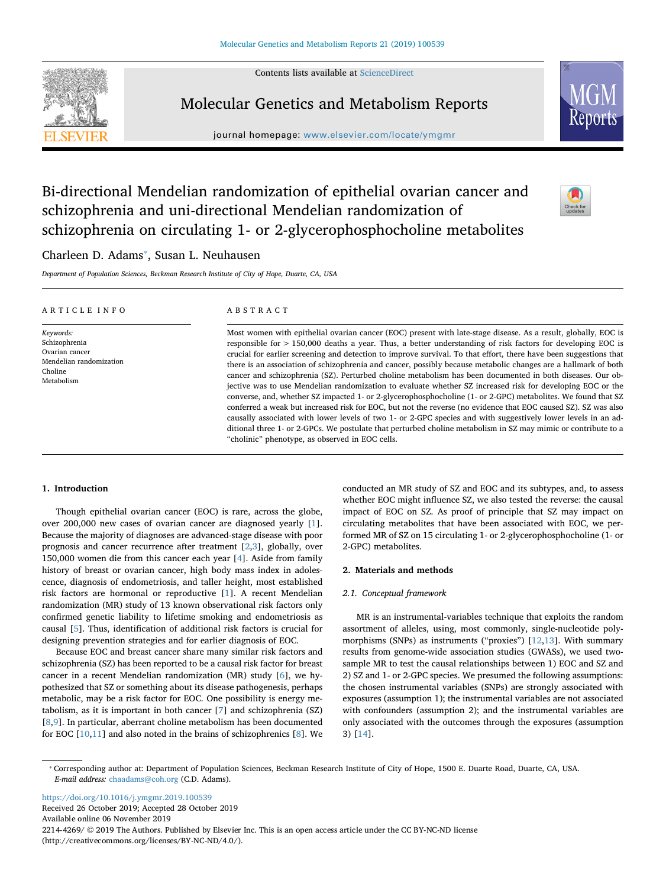# Bi-directional Mendelian randomization of epithelial ovarian cancer and schizophrenia and uni-directional Mendelian randomization of schizophrenia on circulating 1- or 2-glycerophosphocholine metabolites

Charleen D. Adams*, Susan L. Neuhausen

*Department of Population Sciences, Beckman Research Institute of City of Hope, Duarte, CA, USA*

## ARTICLE INFO

*Keywords:*
Schizophrenia
Ovarian cancer
Mendelian randomization
Choline
Metabolism

## ABSTRACT

Most women with epithelial ovarian cancer (EOC) present with late-stage disease. As a result, globally, EOC is responsible for > 150,000 deaths a year. Thus, a better understanding of risk factors for developing EOC is crucial for earlier screening and detection to improve survival. To that effort, there have been suggestions that there is an association of schizophrenia and cancer, possibly because metabolic changes are a hallmark of both cancer and schizophrenia (SZ). Perturbed choline metabolism has been documented in both diseases. Our objective was to use Mendelian randomization to evaluate whether SZ increased risk for developing EOC or the converse, and, whether SZ impacted 1- or 2-glycerophosphocholine (1- or 2-GPC) metabolites. We found that SZ conferred a weak but increased risk for EOC, but not the reverse (no evidence that EOC caused SZ). SZ was also causally associated with lower levels of two 1- or 2-GPC species and with suggestively lower levels in an additional three 1- or 2-GPCs. We postulate that perturbed choline metabolism in SZ may mimic or contribute to a "cholinic" phenotype, as observed in EOC cells.

## 1. Introduction

Though epithelial ovarian cancer (EOC) is rare, across the globe, over 200,000 new cases of ovarian cancer are diagnosed yearly [1]. Because the majority of diagnoses are advanced-stage disease with poor prognosis and cancer recurrence after treatment [2,3], globally, over 150,000 women die from this cancer each year [4]. Aside from family history of breast or ovarian cancer, high body mass index in adolescence, diagnosis of endometriosis, and taller height, most established risk factors are hormonal or reproductive [1]. A recent Mendelian randomization (MR) study of 13 known observational risk factors only confirmed genetic liability to lifetime smoking and endometriosis as causal [5]. Thus, identification of additional risk factors is crucial for designing prevention strategies and for earlier diagnosis of EOC.

Because EOC and breast cancer share many similar risk factors and schizophrenia (SZ) has been reported to be a causal risk factor for breast cancer in a recent Mendelian randomization (MR) study [6], we hypothesized that SZ or something about its disease pathogenesis, perhaps metabolic, may be a risk factor for EOC. One possibility is energy metabolism, as it is important in both cancer [7] and schizophrenia (SZ) [8,9]. In particular, aberrant choline metabolism has been documented for EOC [10,11] and also noted in the brains of schizophrenics [8]. We conducted an MR study of SZ and EOC and its subtypes, and, to assess whether EOC might influence SZ, we also tested the reverse: the causal impact of EOC on SZ. As proof of principle that SZ may impact on circulating metabolites that have been associated with EOC, we performed MR of SZ on 15 circulating 1- or 2-glycerophosphocholine (1- or 2-GPC) metabolites.

## 2. Materials and methods

### 2.1. Conceptual framework

MR is an instrumental-variables technique that exploits the random assortment of alleles, using, most commonly, single-nucleotide polymorphisms (SNPs) as instruments ("proxies") [12,13]. With summary results from genome-wide association studies (GWASs), we used two-sample MR to test the causal relationships between 1) EOC and SZ and 2) SZ and 1- or 2-GPC species. We presumed the following assumptions: the chosen instrumental variables (SNPs) are strongly associated with exposures (assumption 1); the instrumental variables are not associated with confounders (assumption 2); and the instrumental variables are only associated with the outcomes through the exposures (assumption 3) [14].

---

* Corresponding author at: Department of Population Sciences, Beckman Research Institute of City of Hope, 1500 E. Duarte Road, Duarte, CA, USA.
*E-mail address:* chaadams@coh.org (C.D. Adams).

https://doi.org/10.1016/j.ymgmr.2019.100539
Received 26 October 2019; Accepted 28 October 2019
Available online 06 November 2019
2214-4269/ © 2019 The Authors. Published by Elsevier Inc. This is an open access article under the CC BY-NC-ND license (http://creativecommons.org/licenses/BY-NC-ND/4.0/).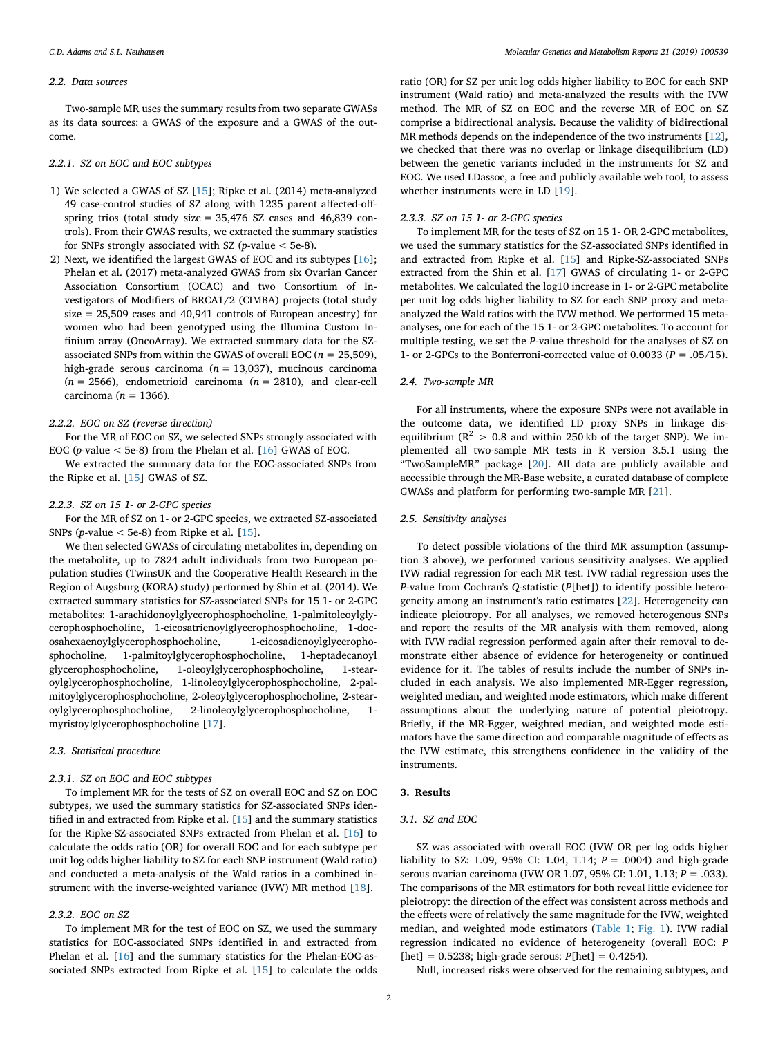### 2.2. Data sources

Two-sample MR uses the summary results from two separate GWASs as its data sources: a GWAS of the exposure and a GWAS of the outcome.

#### 2.2.1. SZ on EOC and EOC subtypes

1) We selected a GWAS of SZ [15]; Ripke et al. (2014) meta-analyzed 49 case-control studies of SZ along with 1235 parent affected-offspring trios (total study size = 35,476 SZ cases and 46,839 controls). From their GWAS results, we extracted the summary statistics for SNPs strongly associated with SZ (*p*-value < 5e-8).
2) Next, we identified the largest GWAS of EOC and its subtypes [16]; Phelan et al. (2017) meta-analyzed GWAS from six Ovarian Cancer Association Consortium (OCAC) and two Consortium of Investigators of Modifiers of BRCA1/2 (CIMBA) projects (total study size = 25,509 cases and 40,941 controls of European ancestry) for women who had been genotyped using the Illumina Custom Infinium array (OncoArray). We extracted summary data for the SZ-associated SNPs from within the GWAS of overall EOC (*n* = 25,509), high-grade serous carcinoma (*n* = 13,037), mucinous carcinoma (*n* = 2566), endometrioid carcinoma (*n* = 2810), and clear-cell carcinoma (*n* = 1366).

#### 2.2.2. EOC on SZ (reverse direction)

For the MR of EOC on SZ, we selected SNPs strongly associated with EOC (*p*-value < 5e-8) from the Phelan et al. [16] GWAS of EOC.

We extracted the summary data for the EOC-associated SNPs from the Ripke et al. [15] GWAS of SZ.

#### 2.2.3. SZ on 15 1- or 2-GPC species

For the MR of SZ on 1- or 2-GPC species, we extracted SZ-associated SNPs (*p*-value < 5e-8) from Ripke et al. [15].

We then selected GWASs of circulating metabolites in, depending on the metabolite, up to 7824 adult individuals from two European population studies (TwinsUK and the Cooperative Health Research in the Region of Augsburg (KORA) study) performed by Shin et al. (2014). We extracted summary statistics for SZ-associated SNPs for 15 1- or 2-GPC metabolites: 1-arachidonoylglycerophosphocholine, 1-palmitoleoylglycerophosphocholine, 1-eicosatrienoylglycerophosphocholine, 1-docosahexaenoylglycerophosphocholine, 1-eicosadienoylglycerophosphocholine, 1-palmitoylglycerophosphocholine, 1-heptadecanoyl glycerophosphocholine, 1-oleoylglycerophosphocholine, 1-stearoylglycerophosphocholine, 1-linoleoylglycerophosphocholine, 2-palmitoylglycerophosphocholine, 2-oleoylglycerophosphocholine, 2-stearoylglycerophosphocholine, 2-linoleoylglycerophosphocholine, 1-myristoylglycerophosphocholine [17].

### 2.3. Statistical procedure

#### 2.3.1. SZ on EOC and EOC subtypes

To implement MR for the tests of SZ on overall EOC and SZ on EOC subtypes, we used the summary statistics for SZ-associated SNPs identified in and extracted from Ripke et al. [15] and the summary statistics for the Ripke-SZ-associated SNPs extracted from Phelan et al. [16] to calculate the odds ratio (OR) for overall EOC and for each subtype per unit log odds higher liability to SZ for each SNP instrument (Wald ratio) and conducted a meta-analysis of the Wald ratios in a combined instrument with the inverse-weighted variance (IVW) MR method [18].

#### 2.3.2. EOC on SZ

To implement MR for the test of EOC on SZ, we used the summary statistics for EOC-associated SNPs identified in and extracted from Phelan et al. [16] and the summary statistics for the Phelan-EOC-associated SNPs extracted from Ripke et al. [15] to calculate the odds ratio (OR) for SZ per unit log odds higher liability to EOC for each SNP instrument (Wald ratio) and meta-analyzed the results with the IVW method. The MR of SZ on EOC and the reverse MR of EOC on SZ comprise a bidirectional analysis. Because the validity of bidirectional MR methods depends on the independence of the two instruments [12], we checked that there was no overlap or linkage disequilibrium (LD) between the genetic variants included in the instruments for SZ and EOC. We used LDassoc, a free and publicly available web tool, to assess whether instruments were in LD [19].

#### 2.3.3. SZ on 15 1- or 2-GPC species

To implement MR for the tests of SZ on 15 1- OR 2-GPC metabolites, we used the summary statistics for the SZ-associated SNPs identified in and extracted from Ripke et al. [15] and Ripke-SZ-associated SNPs extracted from the Shin et al. [17] GWAS of circulating 1- or 2-GPC metabolites. We calculated the log10 increase in 1- or 2-GPC metabolite per unit log odds higher liability to SZ for each SNP proxy and meta-analyzed the Wald ratios with the IVW method. We performed 15 meta-analyses, one for each of the 15 1- or 2-GPC metabolites. To account for multiple testing, we set the *P*-value threshold for the analyses of SZ on 1- or 2-GPCs to the Bonferroni-corrected value of 0.0033 (*P* = .05/15).

### 2.4. Two-sample MR

For all instruments, where the exposure SNPs were not available in the outcome data, we identified LD proxy SNPs in linkage disequilibrium ($R^2 > 0.8$ and within 250 kb of the target SNP). We implemented all two-sample MR tests in R version 3.5.1 using the "TwoSampleMR" package [20]. All data are publicly available and accessible through the MR-Base website, a curated database of complete GWASs and platform for performing two-sample MR [21].

### 2.5. Sensitivity analyses

To detect possible violations of the third MR assumption (assumption 3 above), we performed various sensitivity analyses. We applied IVW radial regression for each MR test. IVW radial regression uses the *P*-value from Cochran's *Q*-statistic (*P*[het]) to identify possible heterogeneity among an instrument's ratio estimates [22]. Heterogeneity can indicate pleiotropy. For all analyses, we removed heterogenous SNPs and report the results of the MR analysis with them removed, along with IVW radial regression performed again after their removal to demonstrate either absence of evidence for heterogeneity or continued evidence for it. The tables of results include the number of SNPs included in each analysis. We also implemented MR-Egger regression, weighted median, and weighted mode estimators, which make different assumptions about the underlying nature of potential pleiotropy. Briefly, if the MR-Egger, weighted median, and weighted mode estimators have the same direction and comparable magnitude of effects as the IVW estimate, this strengthens confidence in the validity of the instruments.

## 3. Results

### 3.1. SZ and EOC

SZ was associated with overall EOC (IVW OR per log odds higher liability to SZ: 1.09, 95% CI: 1.04, 1.14; *P* = .0004) and high-grade serous ovarian carcinoma (IVW OR 1.07, 95% CI: 1.01, 1.13; *P* = .033). The comparisons of the MR estimators for both reveal little evidence for pleiotropy: the direction of the effect was consistent across methods and the effects were of relatively the same magnitude for the IVW, weighted median, and weighted mode estimators (Table 1; Fig. 1). IVW radial regression indicated no evidence of heterogeneity (overall EOC: *P* [het] = 0.5238; high-grade serous: *P*[het] = 0.4254).

Null, increased risks were observed for the remaining subtypes, and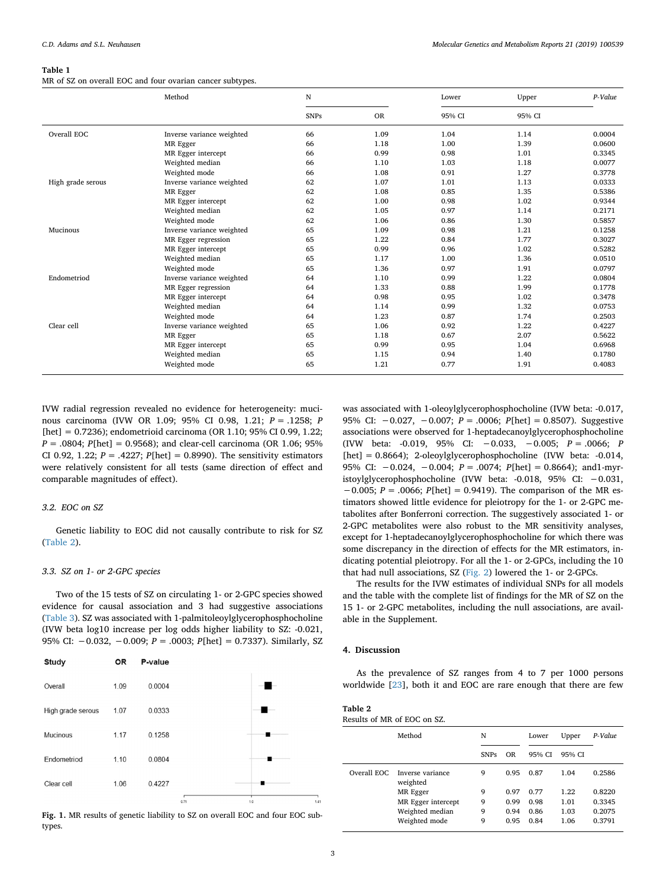**Table 1**
MR of SZ on overall EOC and four ovarian cancer subtypes.

| | Method | N | | Lower | Upper | *P-Value* |
|---|---|---|---|---|---|---|
| | | SNPs | OR | 95% CI | 95% CI | |
| Overall EOC | Inverse variance weighted | 66 | 1.09 | 1.04 | 1.14 | 0.0004 |
| | MR Egger | 66 | 1.18 | 1.00 | 1.39 | 0.0600 |
| | MR Egger intercept | 66 | 0.99 | 0.98 | 1.01 | 0.3345 |
| | Weighted median | 66 | 1.10 | 1.03 | 1.18 | 0.0077 |
| | Weighted mode | 66 | 1.08 | 0.91 | 1.27 | 0.3778 |
| High grade serous | Inverse variance weighted | 62 | 1.07 | 1.01 | 1.13 | 0.0333 |
| | MR Egger | 62 | 1.08 | 0.85 | 1.35 | 0.5386 |
| | MR Egger intercept | 62 | 1.00 | 0.98 | 1.02 | 0.9344 |
| | Weighted median | 62 | 1.05 | 0.97 | 1.14 | 0.2171 |
| | Weighted mode | 62 | 1.06 | 0.86 | 1.30 | 0.5857 |
| Mucinous | Inverse variance weighted | 65 | 1.09 | 0.98 | 1.21 | 0.1258 |
| | MR Egger regression | 65 | 1.22 | 0.84 | 1.77 | 0.3027 |
| | MR Egger intercept | 65 | 0.99 | 0.96 | 1.02 | 0.5282 |
| | Weighted median | 65 | 1.17 | 1.00 | 1.36 | 0.0510 |
| | Weighted mode | 65 | 1.36 | 0.97 | 1.91 | 0.0797 |
| Endometriod | Inverse variance weighted | 64 | 1.10 | 0.99 | 1.22 | 0.0804 |
| | MR Egger regression | 64 | 1.33 | 0.88 | 1.99 | 0.1778 |
| | MR Egger intercept | 64 | 0.98 | 0.95 | 1.02 | 0.3478 |
| | Weighted median | 64 | 1.14 | 0.99 | 1.32 | 0.0753 |
| | Weighted mode | 64 | 1.23 | 0.87 | 1.74 | 0.2503 |
| Clear cell | Inverse variance weighted | 65 | 1.06 | 0.92 | 1.22 | 0.4227 |
| | MR Egger | 65 | 1.18 | 0.67 | 2.07 | 0.5622 |
| | MR Egger intercept | 65 | 0.99 | 0.95 | 1.04 | 0.6968 |
| | Weighted median | 65 | 1.15 | 0.94 | 1.40 | 0.1780 |
| | Weighted mode | 65 | 1.21 | 0.77 | 1.91 | 0.4083 |

IVW radial regression revealed no evidence for heterogeneity: mucinous carcinoma (IVW OR 1.09; 95% CI 0.98, 1.21; *P* = .1258; *P* [het] = 0.7236); endometrioid carcinoma (OR 1.10; 95% CI 0.99, 1.22; *P* = .0804; *P*[het] = 0.9568); and clear-cell carcinoma (OR 1.06; 95% CI 0.92, 1.22; *P* = .4227; *P*[het] = 0.8990). The sensitivity estimators were relatively consistent for all tests (same direction of effect and comparable magnitudes of effect).

### 3.2. EOC on SZ

Genetic liability to EOC did not causally contribute to risk for SZ (Table 2).

### 3.3. SZ on 1- or 2-GPC species

Two of the 15 tests of SZ on circulating 1- or 2-GPC species showed evidence for causal association and 3 had suggestive associations (Table 3). SZ was associated with 1-palmitoleoylglycerophosphocholine (IVW beta log10 increase per log odds higher liability to SZ: -0.021, 95% CI: −0.032, −0.009; *P* = .0003; *P*[het] = 0.7337). Similarly, SZ was associated with 1-oleoylglycerophosphocholine (IVW beta: -0.017, 95% CI: −0.027, −0.007; *P* = .0006; *P*[het] = 0.8507). Suggestive associations were observed for 1-heptadecanoylglycerophosphocholine (IVW beta: -0.019, 95% CI: −0.033, −0.005; *P* = .0066; *P* [het] = 0.8664); 2-oleoylglycerophosphocholine (IVW beta: -0.014, 95% CI: −0.024, −0.004; *P* = .0074; *P*[het] = 0.8664); and1-myristoylglycerophosphocholine (IVW beta: -0.018, 95% CI: −0.031, −0.005; *P* = .0066; *P*[het] = 0.9419). The comparison of the MR estimators showed little evidence for pleiotropy for the 1- or 2-GPC metabolites after Bonferroni correction. The suggestively associated 1- or 2-GPC metabolites were also robust to the MR sensitivity analyses, except for 1-heptadecanoylglycerophosphocholine for which there was some discrepancy in the direction of effects for the MR estimators, indicating potential pleiotropy. For all the 1- or 2-GPCs, including the 10 that had null associations, SZ (Fig. 2) lowered the 1- or 2-GPCs.

The results for the IVW estimates of individual SNPs for all models and the table with the complete list of findings for the MR of SZ on the 15 1- or 2-GPC metabolites, including the null associations, are available in the Supplement.

| Study | OR | P-value |
|---|---|---|
| Overall | 1.09 | 0.0004 |
| High grade serous | 1.07 | 0.0333 |
| Mucinous | 1.17 | 0.1258 |
| Endometriod | 1.10 | 0.0804 |
| Clear cell | 1.06 | 0.4227 |

**Fig. 1.** MR results of genetic liability to SZ on overall EOC and four EOC subtypes.

## 4. Discussion

As the prevalence of SZ ranges from 4 to 7 per 1000 persons worldwide [23], both it and EOC are rare enough that there are few

**Table 2**
Results of MR of EOC on SZ.

| | Method | N | | Lower | Upper | *P-Value* |
|---|---|---|---|---|---|---|
| | | SNPs | OR | 95% CI | 95% CI | |
| Overall EOC | Inverse variance weighted | 9 | 0.95 | 0.87 | 1.04 | 0.2586 |
| | MR Egger | 9 | 0.97 | 0.77 | 1.22 | 0.8220 |
| | MR Egger intercept | 9 | 0.99 | 0.98 | 1.01 | 0.3345 |
| | Weighted median | 9 | 0.94 | 0.86 | 1.03 | 0.2075 |
| | Weighted mode | 9 | 0.95 | 0.84 | 1.06 | 0.3791 |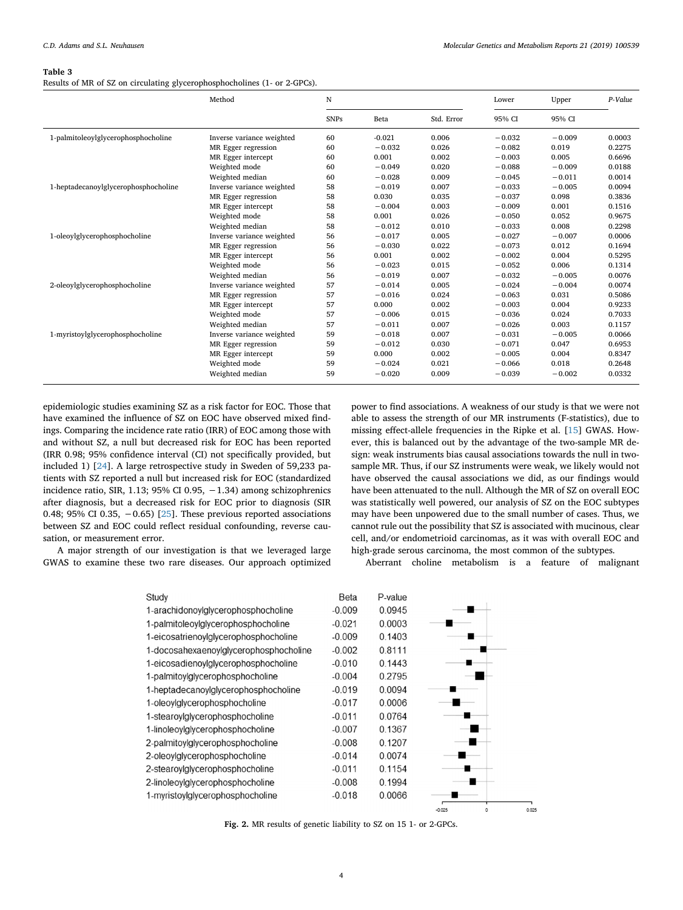**Table 3**
Results of MR of SZ on circulating glycerophosphocholines (1- or 2-GPCs).

| | Method | N | | | Lower | Upper | *P-Value* |
|---|---|---|---|---|---|---|---|
| | | SNPs | Beta | Std. Error | 95% CI | 95% CI | |
| 1-palmitoleoylglycerophosphocholine | Inverse variance weighted | 60 | -0.021 | 0.006 | −0.032 | −0.009 | 0.0003 |
| | MR Egger regression | 60 | −0.032 | 0.026 | −0.082 | 0.019 | 0.2275 |
| | MR Egger intercept | 60 | 0.001 | 0.002 | −0.003 | 0.005 | 0.6696 |
| | Weighted mode | 60 | −0.049 | 0.020 | −0.088 | −0.009 | 0.0188 |
| | Weighted median | 60 | −0.028 | 0.009 | −0.045 | −0.011 | 0.0014 |
| 1-heptadecanoylglycerophosphocholine | Inverse variance weighted | 58 | −0.019 | 0.007 | −0.033 | −0.005 | 0.0094 |
| | MR Egger regression | 58 | 0.030 | 0.035 | −0.037 | 0.098 | 0.3836 |
| | MR Egger intercept | 58 | −0.004 | 0.003 | −0.009 | 0.001 | 0.1516 |
| | Weighted mode | 58 | 0.001 | 0.026 | −0.050 | 0.052 | 0.9675 |
| | Weighted median | 58 | −0.012 | 0.010 | −0.033 | 0.008 | 0.2298 |
| 1-oleoylglycerophosphocholine | Inverse variance weighted | 56 | −0.017 | 0.005 | −0.027 | −0.007 | 0.0006 |
| | MR Egger regression | 56 | −0.030 | 0.022 | −0.073 | 0.012 | 0.1694 |
| | MR Egger intercept | 56 | 0.001 | 0.002 | −0.002 | 0.004 | 0.5295 |
| | Weighted mode | 56 | −0.023 | 0.015 | −0.052 | 0.006 | 0.1314 |
| | Weighted median | 56 | −0.019 | 0.007 | −0.032 | −0.005 | 0.0076 |
| 2-oleoylglycerophosphocholine | Inverse variance weighted | 57 | −0.014 | 0.005 | −0.024 | −0.004 | 0.0074 |
| | MR Egger regression | 57 | −0.016 | 0.024 | −0.063 | 0.031 | 0.5086 |
| | MR Egger intercept | 57 | 0.000 | 0.002 | −0.003 | 0.004 | 0.9233 |
| | Weighted mode | 57 | −0.006 | 0.015 | −0.036 | 0.024 | 0.7033 |
| | Weighted median | 57 | −0.011 | 0.007 | −0.026 | 0.003 | 0.1157 |
| 1-myristoylglycerophosphocholine | Inverse variance weighted | 59 | −0.018 | 0.007 | −0.031 | −0.005 | 0.0066 |
| | MR Egger regression | 59 | −0.012 | 0.030 | −0.071 | 0.047 | 0.6953 |
| | MR Egger intercept | 59 | 0.000 | 0.002 | −0.005 | 0.004 | 0.8347 |
| | Weighted mode | 59 | −0.024 | 0.021 | −0.066 | 0.018 | 0.2648 |
| | Weighted median | 59 | −0.020 | 0.009 | −0.039 | −0.002 | 0.0332 |

epidemiologic studies examining SZ as a risk factor for EOC. Those that have examined the influence of SZ on EOC have observed mixed findings. Comparing the incidence rate ratio (IRR) of EOC among those with and without SZ, a null but decreased risk for EOC has been reported (IRR 0.98; 95% confidence interval (CI) not specifically provided, but included 1) [24]. A large retrospective study in Sweden of 59,233 patients with SZ reported a null but increased risk for EOC (standardized incidence ratio, SIR, 1.13; 95% CI 0.95, −1.34) among schizophrenics after diagnosis, but a decreased risk for EOC prior to diagnosis (SIR 0.48; 95% CI 0.35, −0.65) [25]. These previous reported associations between SZ and EOC could reflect residual confounding, reverse causation, or measurement error.

A major strength of our investigation is that we leveraged large GWAS to examine these two rare diseases. Our approach optimized power to find associations. A weakness of our study is that we were not able to assess the strength of our MR instruments (F-statistics), due to missing effect-allele frequencies in the Ripke et al. [15] GWAS. However, this is balanced out by the advantage of the two-sample MR design: weak instruments bias causal associations towards the null in two-sample MR. Thus, if our SZ instruments were weak, we likely would not have observed the causal associations we did, as our findings would have been attenuated to the null. Although the MR of SZ on overall EOC was statistically well powered, our analysis of SZ on the EOC subtypes may have been unpowered due to the small number of cases. Thus, we cannot rule out the possibility that SZ is associated with mucinous, clear cell, and/or endometrioid carcinomas, as it was with overall EOC and high-grade serous carcinoma, the most common of the subtypes.

Aberrant choline metabolism is a feature of malignant

| Study | Beta | P-value |
|---|---|---|
| 1-arachidonoylglycerophosphocholine | -0.009 | 0.0945 |
| 1-palmitoleoylglycerophosphocholine | -0.021 | 0.0003 |
| 1-eicosatrienoylglycerophosphocholine | -0.009 | 0.1403 |
| 1-docosahexaenoylglycerophosphocholine | -0.002 | 0.8111 |
| 1-eicosadienoylglycerophosphocholine | -0.010 | 0.1443 |
| 1-palmitoylglycerophosphocholine | -0.004 | 0.2795 |
| 1-heptadecanoylglycerophosphocholine | -0.019 | 0.0094 |
| 1-oleoylglycerophosphocholine | -0.017 | 0.0006 |
| 1-stearoylglycerophosphocholine | -0.011 | 0.0764 |
| 1-linoleoylglycerophosphocholine | -0.007 | 0.1367 |
| 2-palmitoylglycerophosphocholine | -0.008 | 0.1207 |
| 2-oleoylglycerophosphocholine | -0.014 | 0.0074 |
| 2-stearoylglycerophosphocholine | -0.011 | 0.1154 |
| 2-linoleoylglycerophosphocholine | -0.008 | 0.1994 |
| 1-myristoylglycerophosphocholine | -0.018 | 0.0066 |

**Fig. 2.** MR results of genetic liability to SZ on 15 1- or 2-GPCs.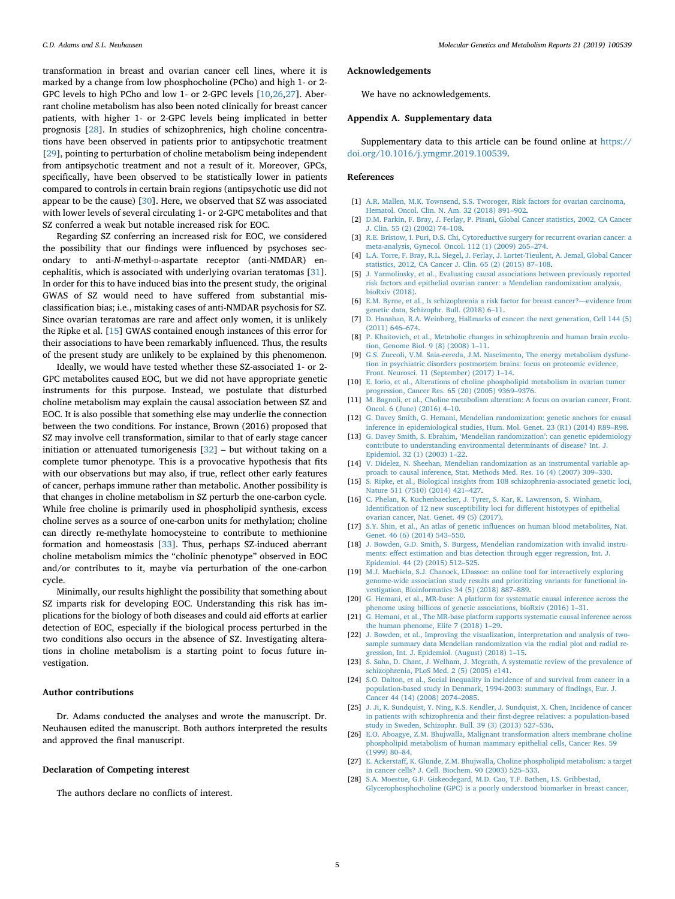transformation in breast and ovarian cancer cell lines, where it is marked by a change from low phosphocholine (PCho) and high 1- or 2-GPC levels to high PCho and low 1- or 2-GPC levels [10,26,27]. Aberrant choline metabolism has also been noted clinically for breast cancer patients, with higher 1- or 2-GPC levels being implicated in better prognosis [28]. In studies of schizophrenics, high choline concentrations have been observed in patients prior to antipsychotic treatment [29], pointing to perturbation of choline metabolism being independent from antipsychotic treatment and not a result of it. Moreover, GPCs, specifically, have been observed to be statistically lower in patients compared to controls in certain brain regions (antipsychotic use did not appear to be the cause) [30]. Here, we observed that SZ was associated with lower levels of several circulating 1- or 2-GPC metabolites and that SZ conferred a weak but notable increased risk for EOC.

Regarding SZ conferring an increased risk for EOC, we considered the possibility that our findings were influenced by psychoses secondary to anti-*N*-methyl-D-aspartate receptor (anti-NMDAR) encephalitis, which is associated with underlying ovarian teratomas [31]. In order for this to have induced bias into the present study, the original GWAS of SZ would need to have suffered from substantial misclassification bias; i.e., mistaking cases of anti-NMDAR psychosis for SZ. Since ovarian teratomas are rare and affect only women, it is unlikely the Ripke et al. [15] GWAS contained enough instances of this error for their associations to have been remarkably influenced. Thus, the results of the present study are unlikely to be explained by this phenomenon.

Ideally, we would have tested whether these SZ-associated 1- or 2-GPC metabolites caused EOC, but we did not have appropriate genetic instruments for this purpose. Instead, we postulate that disturbed choline metabolism may explain the causal association between SZ and EOC. It is also possible that something else may underlie the connection between the two conditions. For instance, Brown (2016) proposed that SZ may involve cell transformation, similar to that of early stage cancer initiation or attenuated tumorigenesis [32] – but without taking on a complete tumor phenotype. This is a provocative hypothesis that fits with our observations but may also, if true, reflect other early features of cancer, perhaps immune rather than metabolic. Another possibility is that changes in choline metabolism in SZ perturb the one-carbon cycle. While free choline is primarily used in phospholipid synthesis, excess choline serves as a source of one-carbon units for methylation; choline can directly re-methylate homocysteine to contribute to methionine formation and homeostasis [33]. Thus, perhaps SZ-induced aberrant choline metabolism mimics the "cholinic phenotype" observed in EOC and/or contributes to it, maybe via perturbation of the one-carbon cycle.

Minimally, our results highlight the possibility that something about SZ imparts risk for developing EOC. Understanding this risk has implications for the biology of both diseases and could aid efforts at earlier detection of EOC, especially if the biological process perturbed in the two conditions also occurs in the absence of SZ. Investigating alterations in choline metabolism is a starting point to focus future investigation.

## Author contributions

Dr. Adams conducted the analyses and wrote the manuscript. Dr. Neuhausen edited the manuscript. Both authors interpreted the results and approved the final manuscript.

## Declaration of Competing interest

The authors declare no conflicts of interest.

## Acknowledgements

We have no acknowledgements.

## Appendix A. Supplementary data

Supplementary data to this article can be found online at https://doi.org/10.1016/j.ymgmr.2019.100539.

## References

[1] A.R. Mallen, M.K. Townsend, S.S. Tworoger, Risk factors for ovarian carcinoma, Hematol. Oncol. Clin. N. Am. 32 (2018) 891–902.

[2] D.M. Parkin, F. Bray, J. Ferlay, P. Pisani, Global Cancer statistics, 2002, CA Cancer J. Clin. 55 (2) (2002) 74–108.

[3] R.E. Bristow, I. Puri, D.S. Chi, Cytoreductive surgery for recurrent ovarian cancer: a meta-analysis, Gynecol. Oncol. 112 (1) (2009) 265–274.

[4] L.A. Torre, F. Bray, R.L. Siegel, J. Ferlay, J. Lortet-Tieulent, A. Jemal, Global Cancer statistics, 2012, CA Cancer J. Clin. 65 (2) (2015) 87–108.

[5] J. Yarmolinsky, et al., Evaluating causal associations between previously reported risk factors and epithelial ovarian cancer: a Mendelian randomization analysis, bioRxiv (2018).

[6] E.M. Byrne, et al., Is schizophrenia a risk factor for breast cancer?—evidence from genetic data, Schizophr. Bull. (2018) 6–11.

[7] D. Hanahan, R.A. Weinberg, Hallmarks of cancer: the next generation, Cell 144 (5) (2011) 646–674.

[8] P. Khaitovich, et al., Metabolic changes in schizophrenia and human brain evolution, Genome Biol. 9 (8) (2008) 1–11.

[9] G.S. Zuccoli, V.M. Saia-cereda, J.M. Nascimento, The energy metabolism dysfunction in psychiatric disorders postmortem brains: focus on proteomic evidence, Front. Neurosci. 11 (September) (2017) 1–14.

[10] E. Iorio, et al., Alterations of choline phospholipid metabolism in ovarian tumor progression, Cancer Res. 65 (20) (2005) 9369–9376.

[11] M. Bagnoli, et al., Choline metabolism alteration: A focus on ovarian cancer, Front. Oncol. 6 (June) (2016) 4–10.

[12] G. Davey Smith, G. Hemani, Mendelian randomization: genetic anchors for causal inference in epidemiological studies, Hum. Mol. Genet. 23 (R1) (2014) R89–R98.

[13] G. Davey Smith, S. Ebrahim, 'Mendelian randomization': can genetic epidemiology contribute to understanding environmental determinants of disease? Int. J. Epidemiol. 32 (1) (2003) 1–22.

[14] V. Didelez, N. Sheehan, Mendelian randomization as an instrumental variable approach to causal inference, Stat. Methods Med. Res. 16 (4) (2007) 309–330.

[15] S. Ripke, et al., Biological insights from 108 schizophrenia-associated genetic loci, Nature 511 (7510) (2014) 421–427.

[16] C. Phelan, K. Kuchenbaecker, J. Tyrer, S. Kar, K. Lawrenson, S. Winham, Identification of 12 new susceptibility loci for different histotypes of epithelial ovarian cancer, Nat. Genet. 49 (5) (2017).

[17] S.Y. Shin, et al., An atlas of genetic influences on human blood metabolites, Nat. Genet. 46 (6) (2014) 543–550.

[18] J. Bowden, G.D. Smith, S. Burgess, Mendelian randomization with invalid instruments: effect estimation and bias detection through egger regression, Int. J. Epidemiol. 44 (2) (2015) 512–525.

[19] M.J. Machiela, S.J. Chanock, LDassoc: an online tool for interactively exploring genome-wide association study results and prioritizing variants for functional investigation, Bioinformatics 34 (5) (2018) 887–889.

[20] G. Hemani, et al., MR-base: A platform for systematic causal inference across the phenome using billions of genetic associations, bioRxiv (2016) 1–31.

[21] G. Hemani, et al., The MR-base platform supports systematic causal inference across the human phenome, Elife 7 (2018) 1–29.

[22] J. Bowden, et al., Improving the visualization, interpretation and analysis of two-sample summary data Mendelian randomization via the radial plot and radial regression, Int. J. Epidemiol. (August) (2018) 1–15.

[23] S. Saha, D. Chant, J. Welham, J. Mcgrath, A systematic review of the prevalence of schizophrenia, PLoS Med. 2 (5) (2005) e141.

[24] S.O. Dalton, et al., Social inequality in incidence of and survival from cancer in a population-based study in Denmark, 1994-2003: summary of findings, Eur. J. Cancer 44 (14) (2008) 2074–2085.

[25] J. Ji, K. Sundquist, Y. Ning, K.S. Kendler, J. Sundquist, X. Chen, Incidence of cancer in patients with schizophrenia and their first-degree relatives: a population-based study in Sweden, Schizophr. Bull. 39 (3) (2013) 527–536.

[26] E.O. Aboagye, Z.M. Bhujwalla, Malignant transformation alters membrane choline phospholipid metabolism of human mammary epithelial cells, Cancer Res. 59 (1999) 80–84.

[27] E. Ackerstaff, K. Glunde, Z.M. Bhujwalla, Choline phospholipid metabolism: a target in cancer cells? J. Cell. Biochem. 90 (2003) 525–533.

[28] S.A. Moestue, G.F. Giskeodegard, M.D. Cao, T.F. Bathen, I.S. Gribbestad, Glycerophosphocholine (GPC) is a poorly understood biomarker in breast cancer,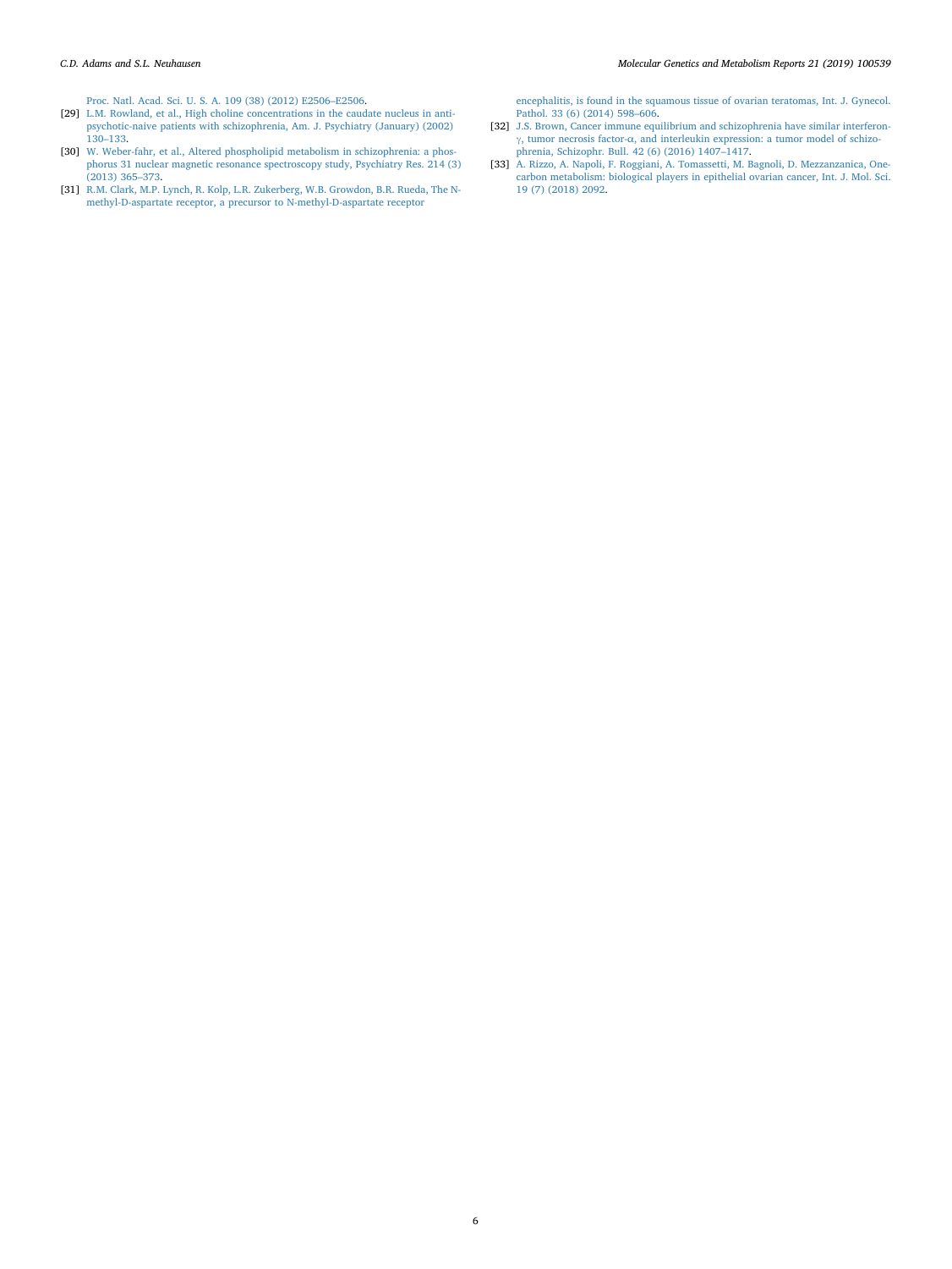Proc. Natl. Acad. Sci. U. S. A. 109 (38) (2012) E2506–E2506.

[29] L.M. Rowland, et al., High choline concentrations in the caudate nucleus in antipsychotic-naive patients with schizophrenia, Am. J. Psychiatry (January) (2002) 130–133.

[30] W. Weber-fahr, et al., Altered phospholipid metabolism in schizophrenia: a phosphorus 31 nuclear magnetic resonance spectroscopy study, Psychiatry Res. 214 (3) (2013) 365–373.

[31] R.M. Clark, M.P. Lynch, R. Kolp, L.R. Zukerberg, W.B. Growdon, B.R. Rueda, The N-methyl-D-aspartate receptor, a precursor to N-methyl-D-aspartate receptor encephalitis, is found in the squamous tissue of ovarian teratomas, Int. J. Gynecol. Pathol. 33 (6) (2014) 598–606.

[32] J.S. Brown, Cancer immune equilibrium and schizophrenia have similar interferon-γ, tumor necrosis factor-α, and interleukin expression: a tumor model of schizophrenia, Schizophr. Bull. 42 (6) (2016) 1407–1417.

[33] A. Rizzo, A. Napoli, F. Roggiani, A. Tomassetti, M. Bagnoli, D. Mezzanzanica, One-carbon metabolism: biological players in epithelial ovarian cancer, Int. J. Mol. Sci. 19 (7) (2018) 2092.